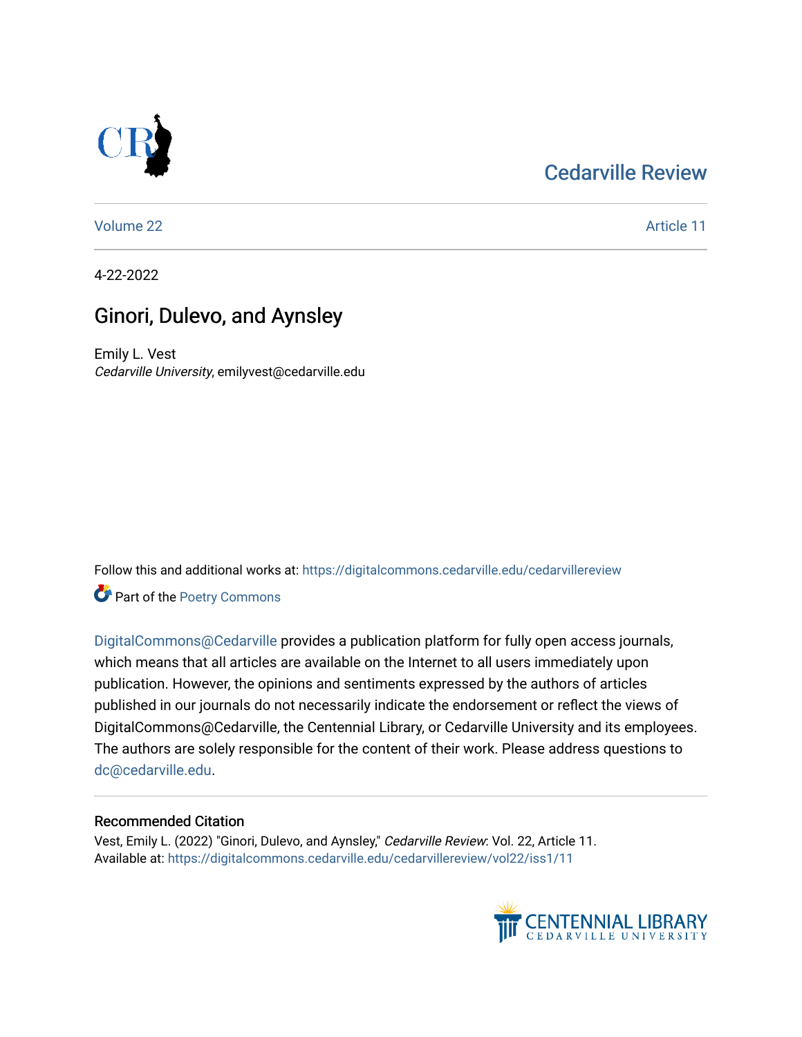Cedarville Review

Volume 22 | Article 11

4-22-2022

# Ginori, Dulevo, and Aynsley

Emily L. Vest
*Cedarville University*, emilyvest@cedarville.edu

Follow this and additional works at: https://digitalcommons.cedarville.edu/cedarvillereview

Part of the Poetry Commons

DigitalCommons@Cedarville provides a publication platform for fully open access journals, which means that all articles are available on the Internet to all users immediately upon publication. However, the opinions and sentiments expressed by the authors of articles published in our journals do not necessarily indicate the endorsement or reflect the views of DigitalCommons@Cedarville, the Centennial Library, or Cedarville University and its employees. The authors are solely responsible for the content of their work. Please address questions to dc@cedarville.edu.

### Recommended Citation

Vest, Emily L. (2022) "Ginori, Dulevo, and Aynsley," *Cedarville Review*: Vol. 22, Article 11.
Available at: https://digitalcommons.cedarville.edu/cedarvillereview/vol22/iss1/11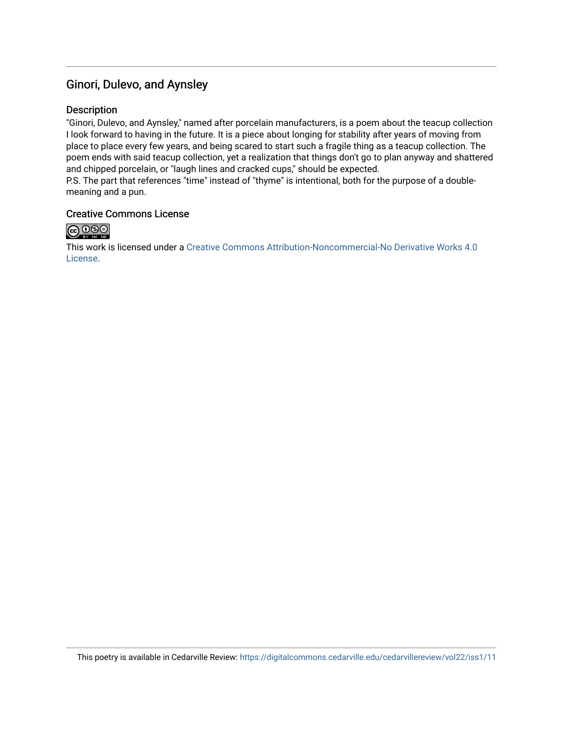## Ginori, Dulevo, and Aynsley

### Description

"Ginori, Dulevo, and Aynsley," named after porcelain manufacturers, is a poem about the teacup collection I look forward to having in the future. It is a piece about longing for stability after years of moving from place to place every few years, and being scared to start such a fragile thing as a teacup collection. The poem ends with said teacup collection, yet a realization that things don't go to plan anyway and shattered and chipped porcelain, or "laugh lines and cracked cups," should be expected.
P.S. The part that references "time" instead of "thyme" is intentional, both for the purpose of a double-meaning and a pun.

### Creative Commons License

This work is licensed under a Creative Commons Attribution-Noncommercial-No Derivative Works 4.0 License.

This poetry is available in Cedarville Review: https://digitalcommons.cedarville.edu/cedarvillereview/vol22/iss1/11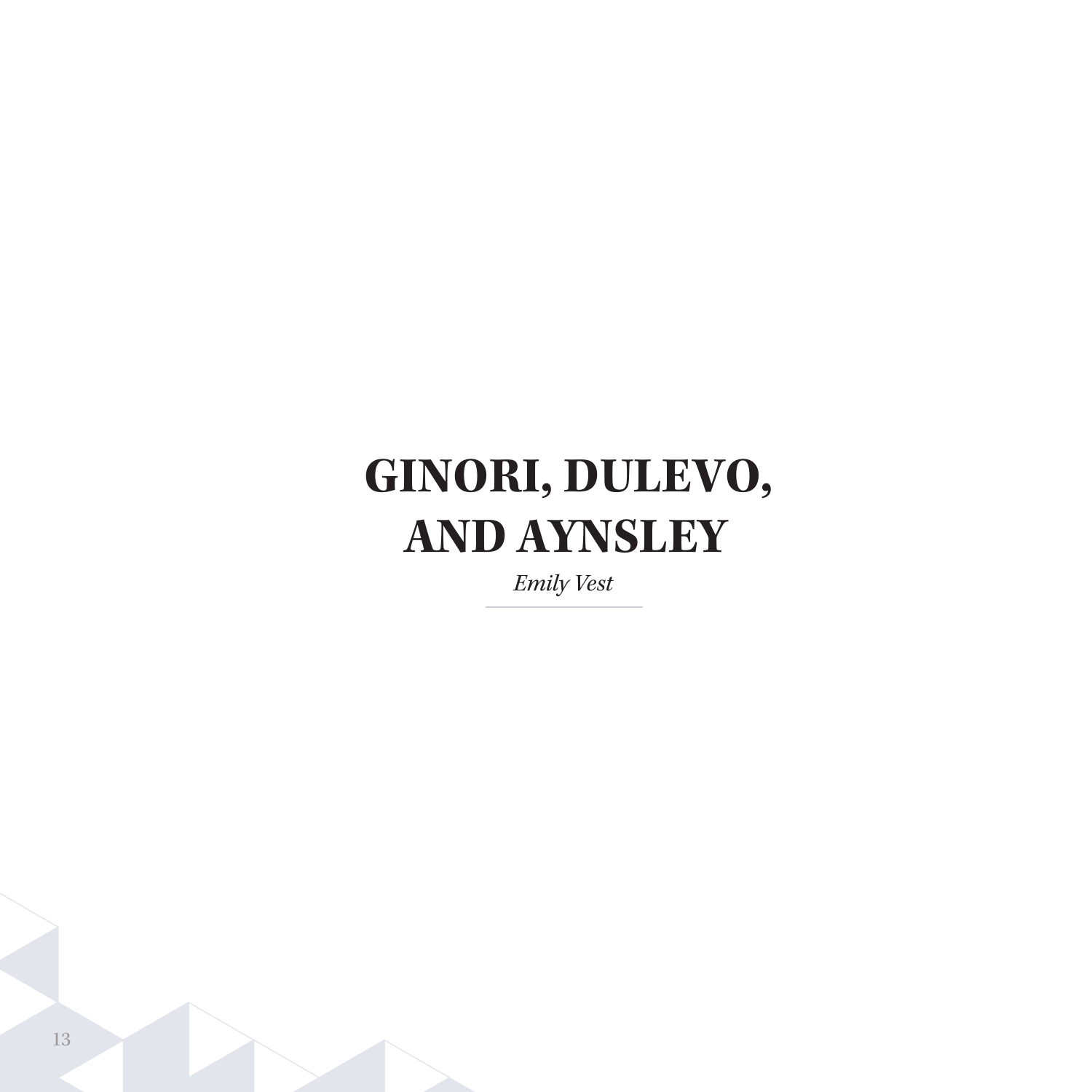# GINORI, DULEVO, AND AYNSLEY

*Emily Vest*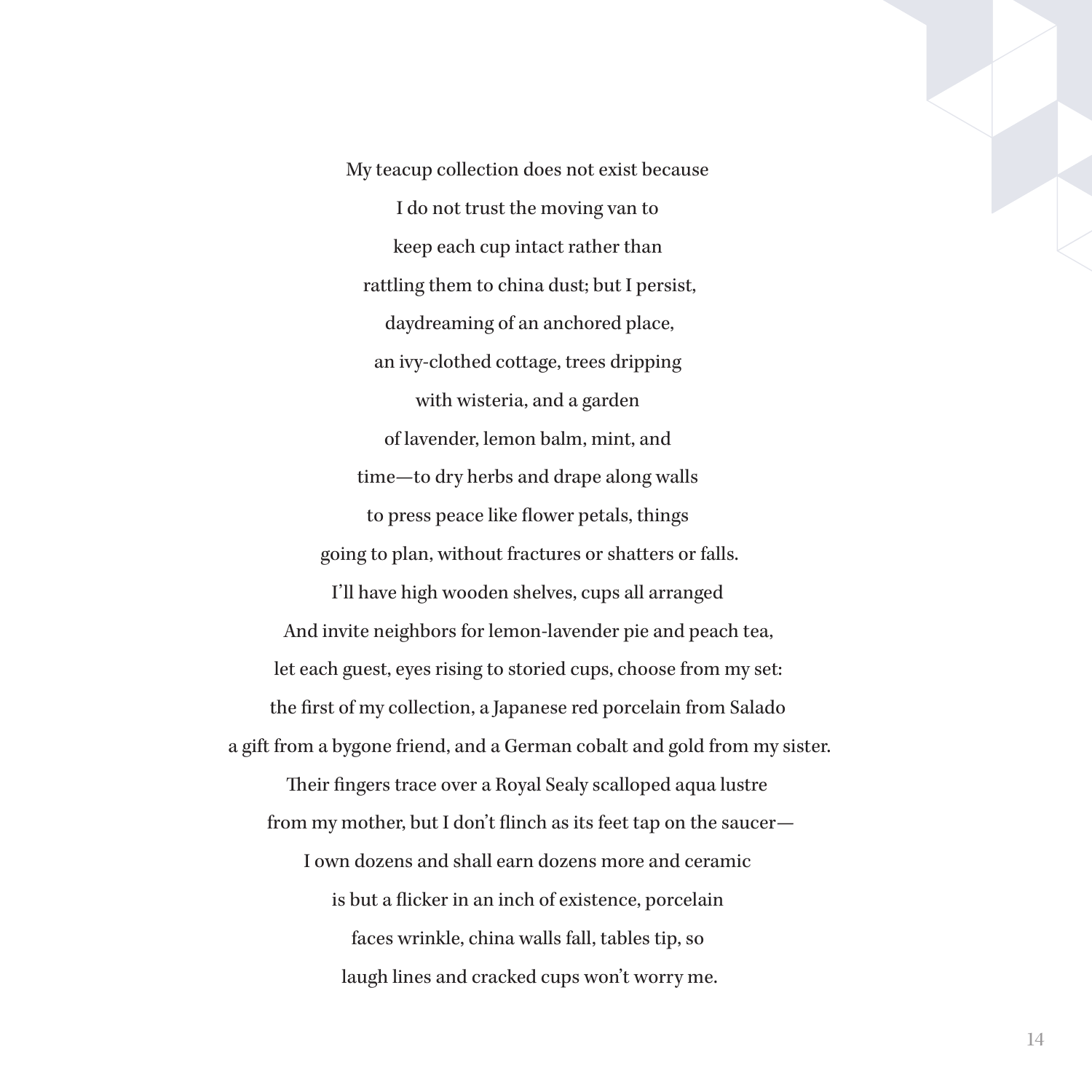My teacup collection does not exist because  
I do not trust the moving van to  
keep each cup intact rather than  
rattling them to china dust; but I persist,  
daydreaming of an anchored place,  
an ivy-clothed cottage, trees dripping  
with wisteria, and a garden  
of lavender, lemon balm, mint, and  
time—to dry herbs and drape along walls  
to press peace like flower petals, things  
going to plan, without fractures or shatters or falls.  
I'll have high wooden shelves, cups all arranged  
And invite neighbors for lemon-lavender pie and peach tea,  
let each guest, eyes rising to storied cups, choose from my set:  
the first of my collection, a Japanese red porcelain from Salado  
a gift from a bygone friend, and a German cobalt and gold from my sister.  
Their fingers trace over a Royal Sealy scalloped aqua lustre  
from my mother, but I don't flinch as its feet tap on the saucer—  
I own dozens and shall earn dozens more and ceramic  
is but a flicker in an inch of existence, porcelain  
faces wrinkle, china walls fall, tables tip, so  
laugh lines and cracked cups won't worry me.